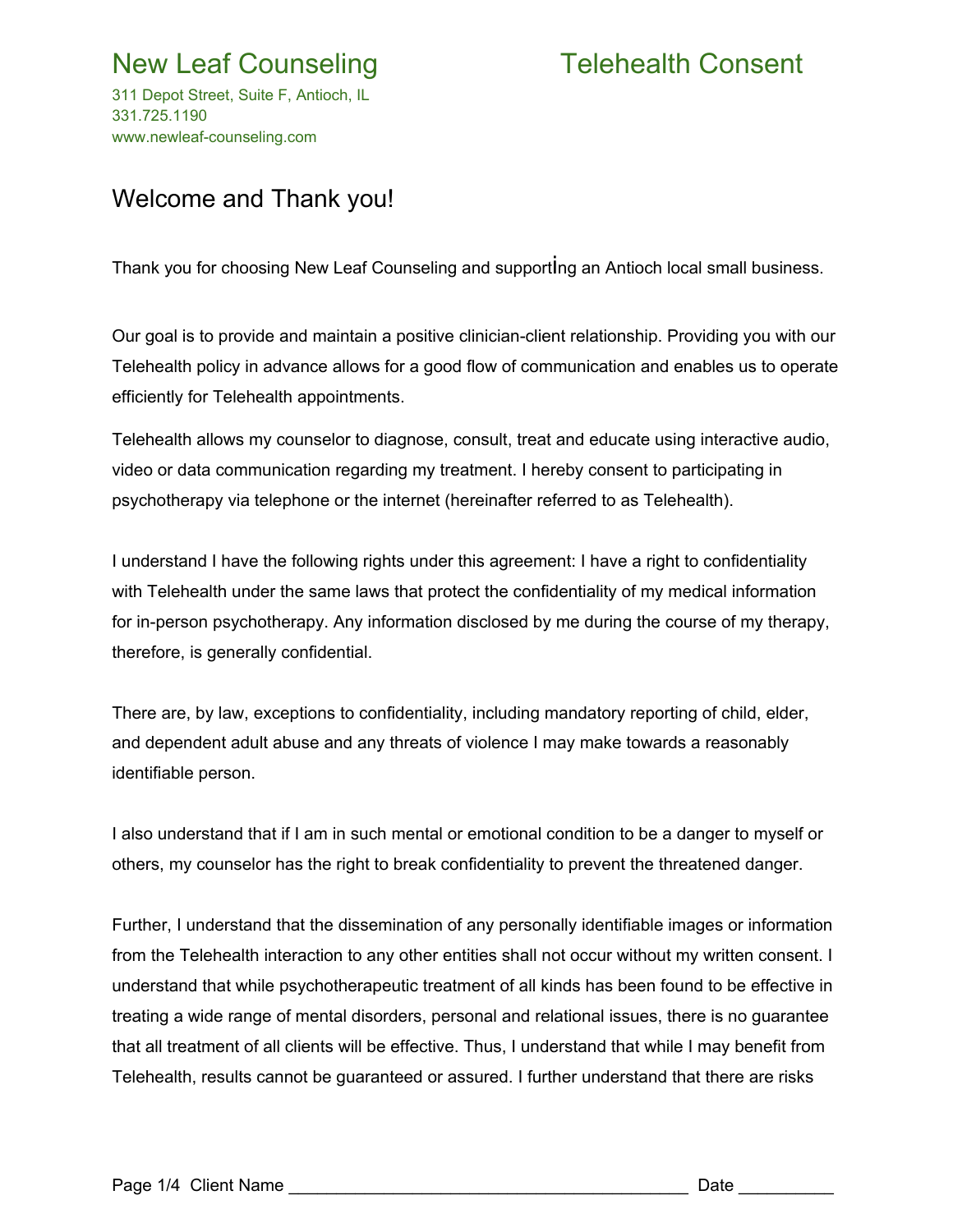# New Leaf Counseling

311 Depot Street, Suite F, Antioch, IL
331.725.1190
www.newleaf-counseling.com

# Telehealth Consent

## Welcome and Thank you!

Thank you for choosing New Leaf Counseling and supporting an Antioch local small business.

Our goal is to provide and maintain a positive clinician-client relationship. Providing you with our Telehealth policy in advance allows for a good flow of communication and enables us to operate efficiently for Telehealth appointments.

Telehealth allows my counselor to diagnose, consult, treat and educate using interactive audio, video or data communication regarding my treatment. I hereby consent to participating in psychotherapy via telephone or the internet (hereinafter referred to as Telehealth).

I understand I have the following rights under this agreement: I have a right to confidentiality with Telehealth under the same laws that protect the confidentiality of my medical information for in-person psychotherapy. Any information disclosed by me during the course of my therapy, therefore, is generally confidential.

There are, by law, exceptions to confidentiality, including mandatory reporting of child, elder, and dependent adult abuse and any threats of violence I may make towards a reasonably identifiable person.

I also understand that if I am in such mental or emotional condition to be a danger to myself or others, my counselor has the right to break confidentiality to prevent the threatened danger.

Further, I understand that the dissemination of any personally identifiable images or information from the Telehealth interaction to any other entities shall not occur without my written consent. I understand that while psychotherapeutic treatment of all kinds has been found to be effective in treating a wide range of mental disorders, personal and relational issues, there is no guarantee that all treatment of all clients will be effective. Thus, I understand that while I may benefit from Telehealth, results cannot be guaranteed or assured. I further understand that there are risks

Client Name ________________________________________ Date __________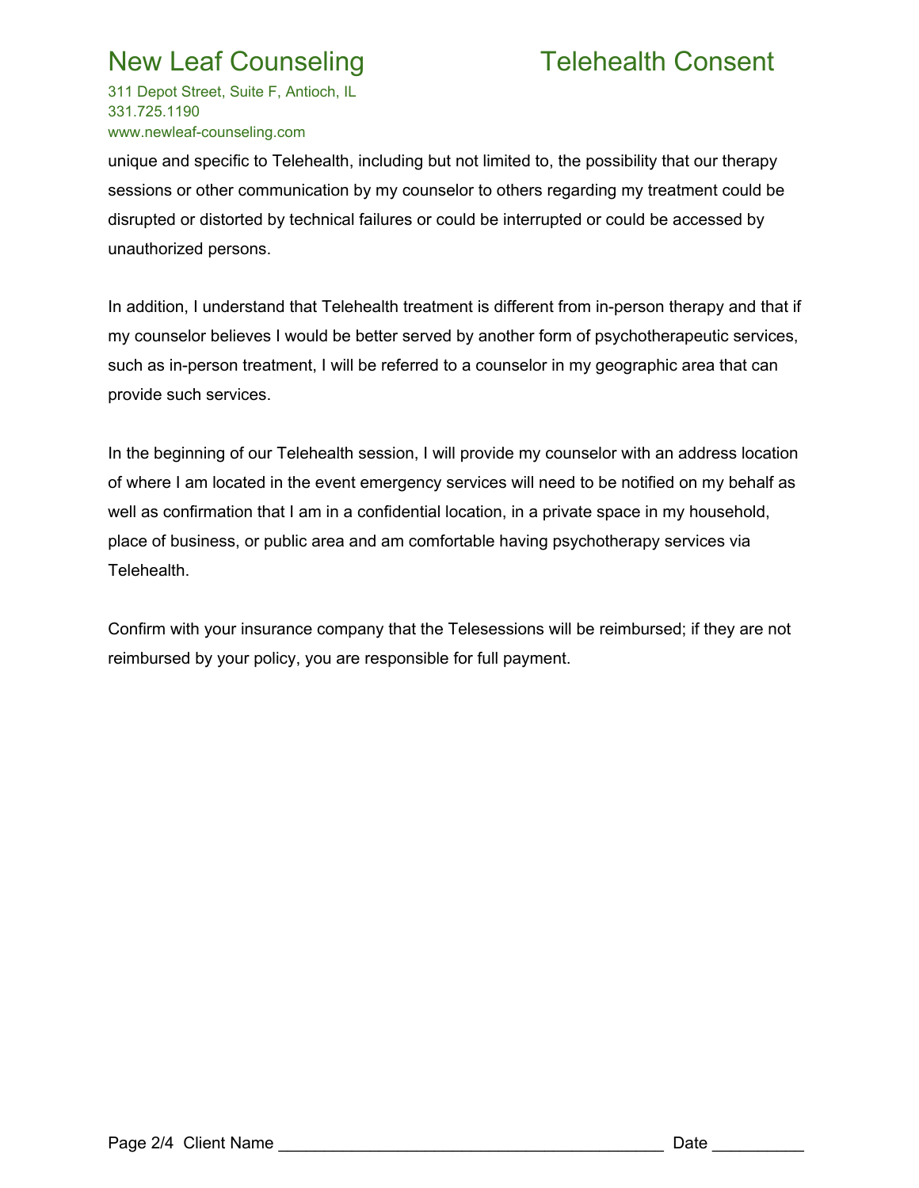unique and specific to Telehealth, including but not limited to, the possibility that our therapy sessions or other communication by my counselor to others regarding my treatment could be disrupted or distorted by technical failures or could be interrupted or could be accessed by unauthorized persons.

In addition, I understand that Telehealth treatment is different from in-person therapy and that if my counselor believes I would be better served by another form of psychotherapeutic services, such as in-person treatment, I will be referred to a counselor in my geographic area that can provide such services.

In the beginning of our Telehealth session, I will provide my counselor with an address location of where I am located in the event emergency services will need to be notified on my behalf as well as confirmation that I am in a confidential location, in a private space in my household, place of business, or public area and am comfortable having psychotherapy services via Telehealth.

Confirm with your insurance company that the Telesessions will be reimbursed; if they are not reimbursed by your policy, you are responsible for full payment.

Client Name __________________________________________ Date __________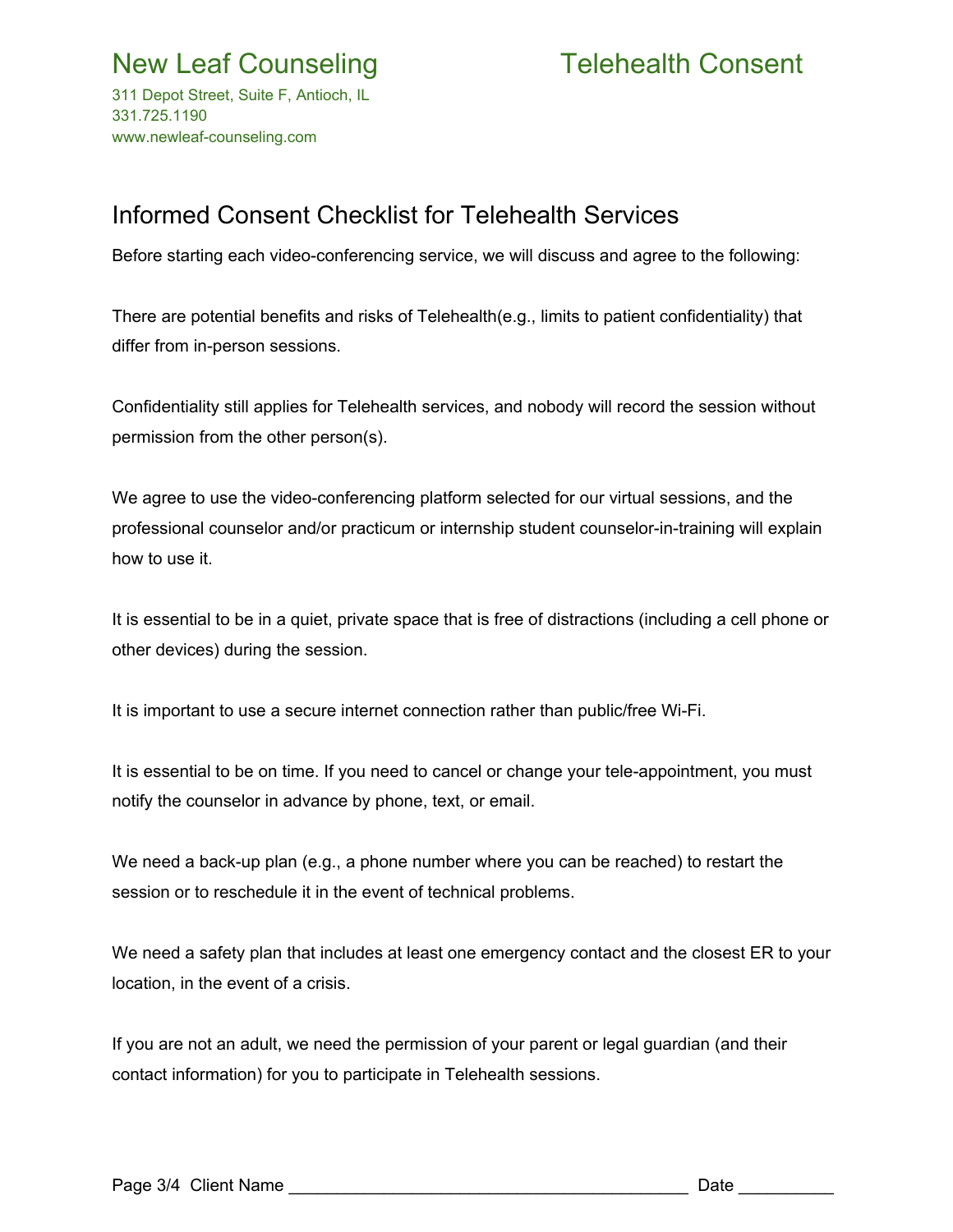# New Leaf Counseling

311 Depot Street, Suite F, Antioch, IL
331.725.1190
www.newleaf-counseling.com

# Telehealth Consent

## Informed Consent Checklist for Telehealth Services

Before starting each video-conferencing service, we will discuss and agree to the following:

There are potential benefits and risks of Telehealth(e.g., limits to patient confidentiality) that differ from in-person sessions.

Confidentiality still applies for Telehealth services, and nobody will record the session without permission from the other person(s).

We agree to use the video-conferencing platform selected for our virtual sessions, and the professional counselor and/or practicum or internship student counselor-in-training will explain how to use it.

It is essential to be in a quiet, private space that is free of distractions (including a cell phone or other devices) during the session.

It is important to use a secure internet connection rather than public/free Wi-Fi.

It is essential to be on time. If you need to cancel or change your tele-appointment, you must notify the counselor in advance by phone, text, or email.

We need a back-up plan (e.g., a phone number where you can be reached) to restart the session or to reschedule it in the event of technical problems.

We need a safety plan that includes at least one emergency contact and the closest ER to your location, in the event of a crisis.

If you are not an adult, we need the permission of your parent or legal guardian (and their contact information) for you to participate in Telehealth sessions.

Client Name __________________________________________ Date __________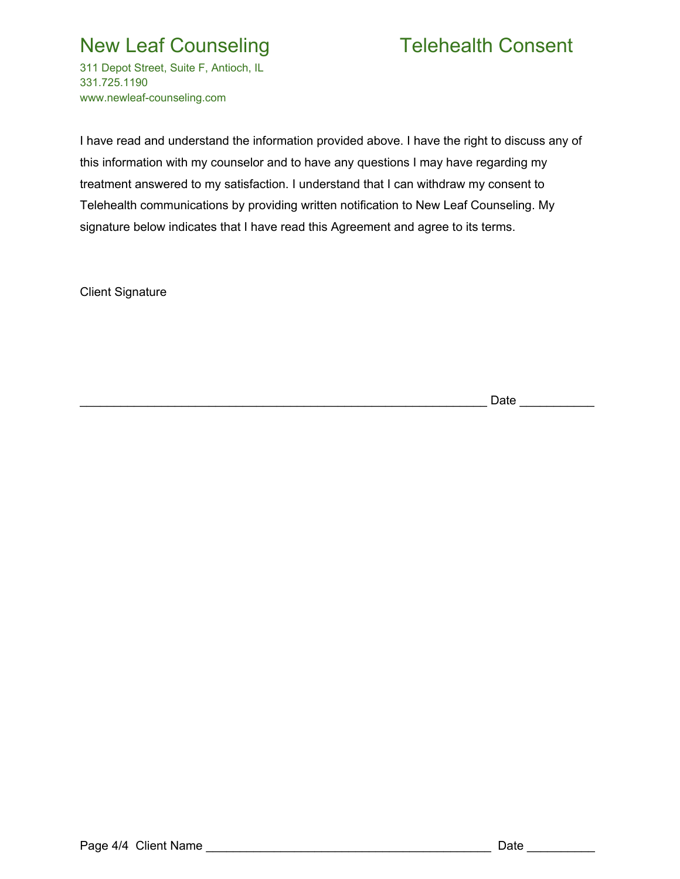# New Leaf Counseling

311 Depot Street, Suite F, Antioch, IL
331.725.1190
www.newleaf-counseling.com

# Telehealth Consent

I have read and understand the information provided above. I have the right to discuss any of this information with my counselor and to have any questions I may have regarding my treatment answered to my satisfaction. I understand that I can withdraw my consent to Telehealth communications by providing written notification to New Leaf Counseling. My signature below indicates that I have read this Agreement and agree to its terms.

Client Signature

_____________________________________________________________ Date ___________

Client Name ___________________________________________ Date __________